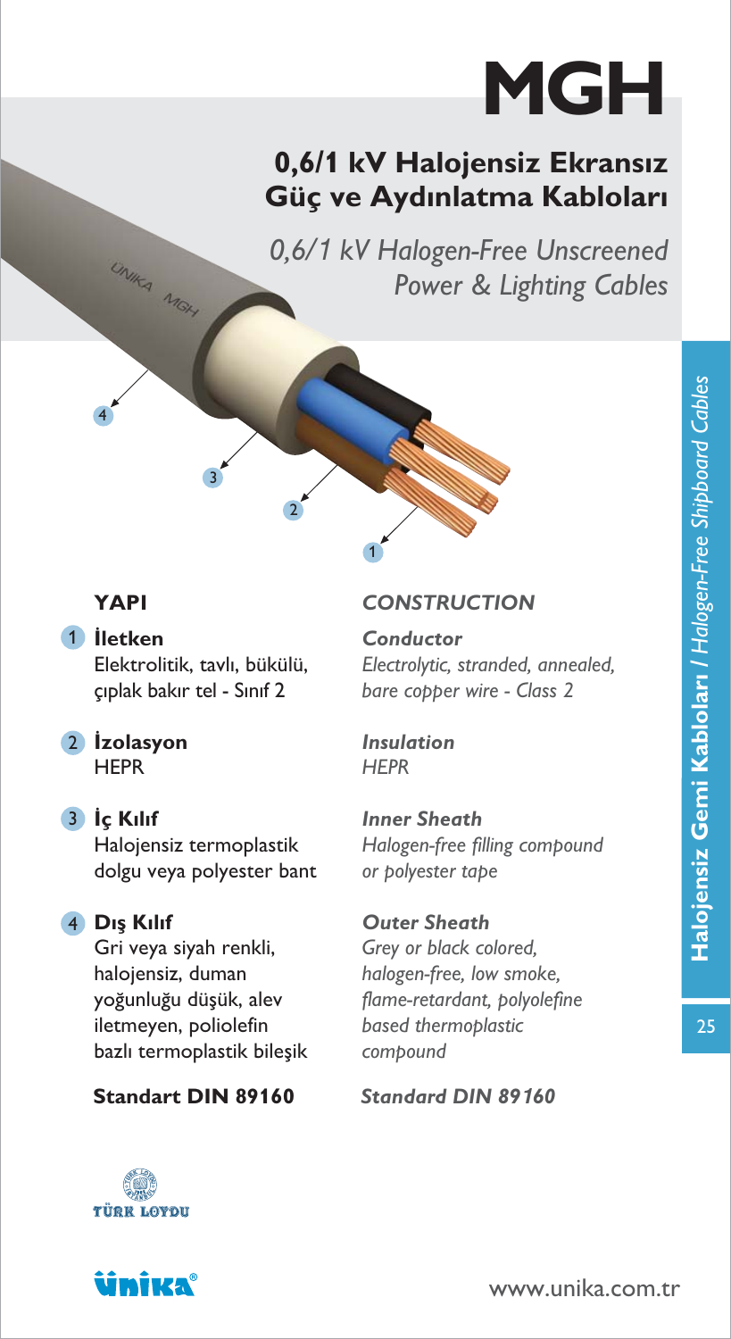# MGH

## 0,6/1 kV Halojensiz Ekransız Güç ve Aydınlatma Kabloları

*0,6/1 kV Halogen-Free Unscreened Power & Lighting Cables*

### YAPI

1. **İletken**
   Elektrolitik, tavlı, bükülü, çıplak bakır tel - Sınıf 2

2. **İzolasyon**
   HEPR

3. **İç Kılıf**
   Halojensiz termoplastik dolgu veya polyester bant

4. **Dış Kılıf**
   Gri veya siyah renkli, halojensiz, duman yoğunluğu düşük, alev iletmeyen, poliolefin bazlı termoplastik bileşik

**Standart DIN 89160**

### *CONSTRUCTION*

1. ***Conductor***
   *Electrolytic, stranded, annealed, bare copper wire - Class 2*

2. ***Insulation***
   *HEPR*

3. ***Inner Sheath***
   *Halogen-free filling compound or polyester tape*

4. ***Outer Sheath***
   *Grey or black colored, halogen-free, low smoke, flame-retardant, polyolefine based thermoplastic compound*

***Standard DIN 89160***

**Halojensiz Gemi Kabloları** / *Halogen-Free Shipboard Cables*

TÜRK LOYDU

www.unika.com.tr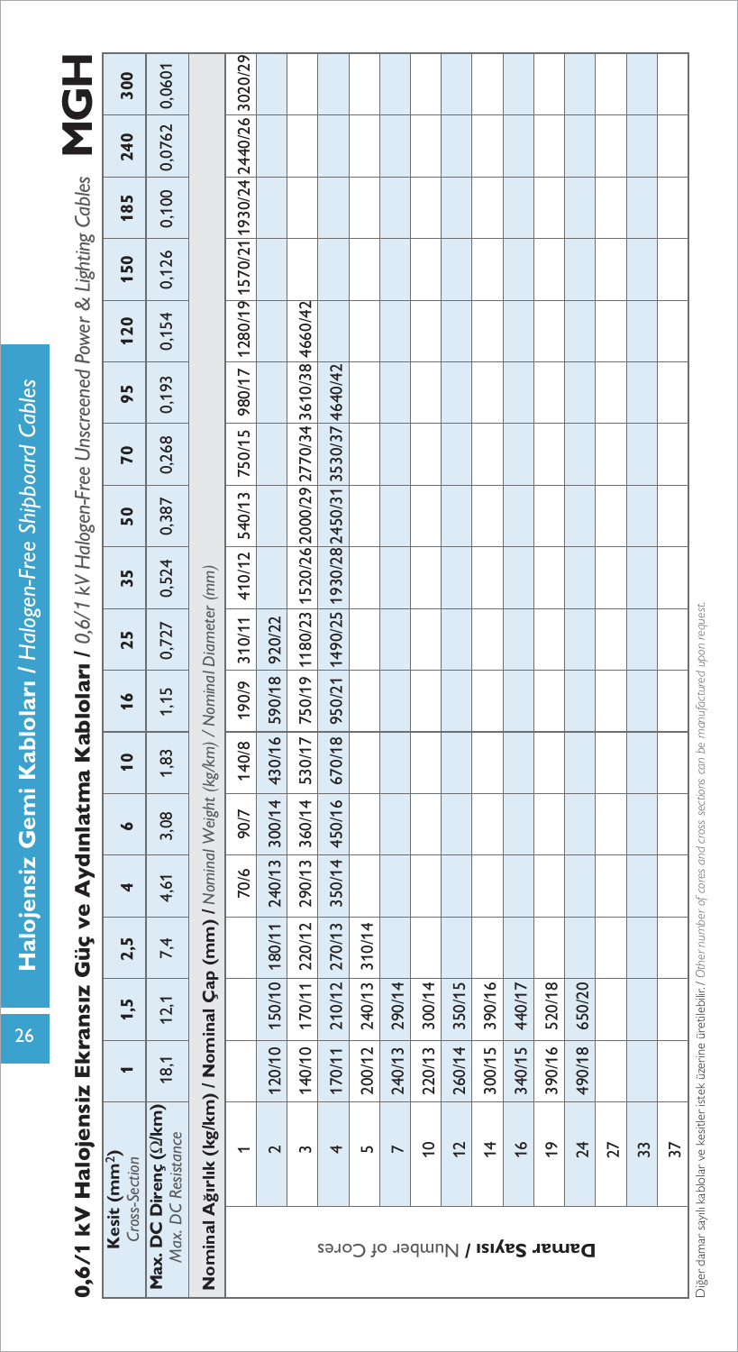# Halojensiz Gemi Kabloları / *Halogen-Free Shipboard Cables*

## 0,6/1 kV Halojensiz Ekransız Güç ve Aydınlatma Kabloları / *0,6/1 kV Halogen-Free Unscreened Power & Lighting Cables*

**MGH**

| Kesit (mm²) *Cross-Section* | 1 | 1,5 | 2,5 | 4 | 6 | 10 | 16 | 25 | 35 | 50 | 70 | 95 | 120 | 150 | 185 | 240 | 300 |
|---|---|---|---|---|---|---|---|---|---|---|---|---|---|---|---|---|---|
| **Max. DC Direnç (Ω/km)** *Max. DC Resistance* | 18,1 | 12,1 | 7,4 | 4,61 | 3,08 | 1,83 | 1,15 | 0,727 | 0,524 | 0,387 | 0,268 | 0,193 | 0,154 | 0,126 | 0,100 | 0,0762 | 0,0601 |
| **Nominal Ağırlık (kg/km) / Nominal Çap (mm) /** *Nominal Weight (kg/km) / Nominal Diameter (mm)* | | | | | | | | | | | | | | | | | |
| **Damar Sayısı /** Number of Cores | | | | | | | | | | | | | | | | | |
| 1 | | | | 70/6 | 90/7 | 140/8 | 190/9 | 310/11 | 410/12 | 540/13 | 750/15 | 980/17 | 1280/19 | 1570/21 | 1930/24 | 2440/26 | 3020/29 |
| 2 | 120/10 | 150/10 | 180/11 | 240/13 | 300/14 | 430/16 | 590/18 | 920/22 | | | | | | | | | |
| 3 | 140/10 | 170/11 | 220/12 | 290/13 | 360/14 | 530/17 | 750/19 | 1180/23 | 1520/26 | 2000/29 | 2770/34 | 3610/38 | 4660/42 | | | | |
| 4 | 170/11 | 210/12 | 270/13 | 350/14 | 450/16 | 670/18 | 950/21 | 1490/25 | 1930/28 | 2450/31 | 3530/37 | 4640/42 | | | | | |
| 5 | 200/12 | 240/13 | 310/14 | | | | | | | | | | | | | | |
| 7 | 240/13 | 290/14 | | | | | | | | | | | | | | | |
| 10 | 220/13 | 300/14 | | | | | | | | | | | | | | | |
| 12 | 260/14 | 350/15 | | | | | | | | | | | | | | | |
| 14 | 300/15 | 390/16 | | | | | | | | | | | | | | | |
| 16 | 340/15 | 440/17 | | | | | | | | | | | | | | | |
| 19 | 390/16 | 520/18 | | | | | | | | | | | | | | | |
| 24 | 490/18 | 650/20 | | | | | | | | | | | | | | | |
| 27 | | | | | | | | | | | | | | | | | |
| 33 | | | | | | | | | | | | | | | | | |
| 37 | | | | | | | | | | | | | | | | | |

Diğer damar sayılı kablolar ve kesitler istek üzerine üretilebilir. / *Other number of cores and cross sections can be manufactured upon request.*